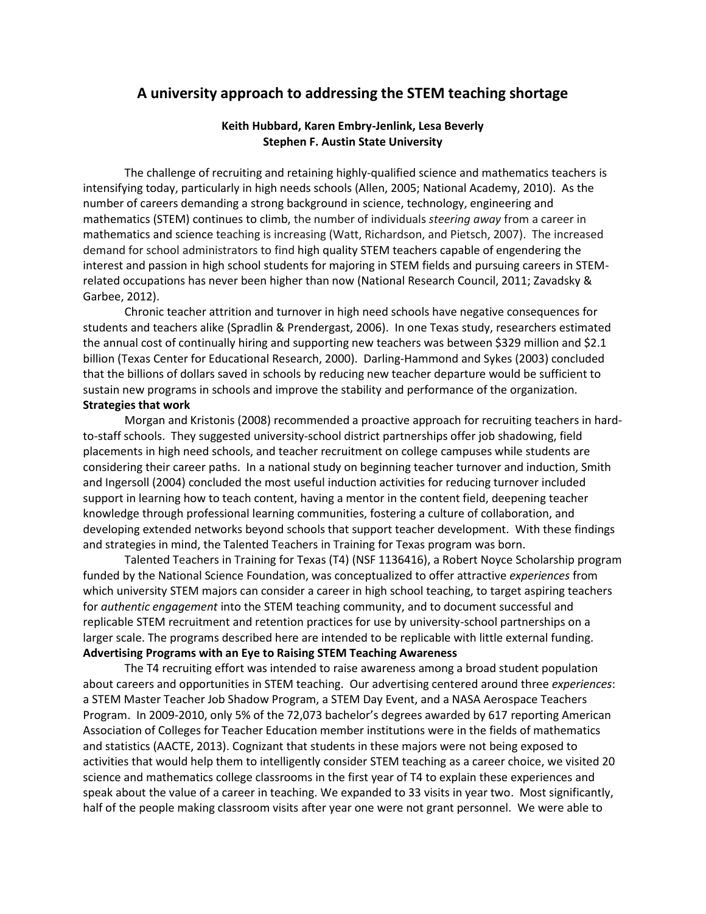# A university approach to addressing the STEM teaching shortage

**Keith Hubbard, Karen Embry-Jenlink, Lesa Beverly**
**Stephen F. Austin State University**

The challenge of recruiting and retaining highly-qualified science and mathematics teachers is intensifying today, particularly in high needs schools (Allen, 2005; National Academy, 2010). As the number of careers demanding a strong background in science, technology, engineering and mathematics (STEM) continues to climb, the number of individuals *steering away* from a career in mathematics and science teaching is increasing (Watt, Richardson, and Pietsch, 2007). The increased demand for school administrators to find high quality STEM teachers capable of engendering the interest and passion in high school students for majoring in STEM fields and pursuing careers in STEM-related occupations has never been higher than now (National Research Council, 2011; Zavadsky & Garbee, 2012).

Chronic teacher attrition and turnover in high need schools have negative consequences for students and teachers alike (Spradlin & Prendergast, 2006). In one Texas study, researchers estimated the annual cost of continually hiring and supporting new teachers was between $329 million and $2.1 billion (Texas Center for Educational Research, 2000). Darling-Hammond and Sykes (2003) concluded that the billions of dollars saved in schools by reducing new teacher departure would be sufficient to sustain new programs in schools and improve the stability and performance of the organization.

**Strategies that work**

Morgan and Kristonis (2008) recommended a proactive approach for recruiting teachers in hard-to-staff schools. They suggested university-school district partnerships offer job shadowing, field placements in high need schools, and teacher recruitment on college campuses while students are considering their career paths. In a national study on beginning teacher turnover and induction, Smith and Ingersoll (2004) concluded the most useful induction activities for reducing turnover included support in learning how to teach content, having a mentor in the content field, deepening teacher knowledge through professional learning communities, fostering a culture of collaboration, and developing extended networks beyond schools that support teacher development. With these findings and strategies in mind, the Talented Teachers in Training for Texas program was born.

Talented Teachers in Training for Texas (T4) (NSF 1136416), a Robert Noyce Scholarship program funded by the National Science Foundation, was conceptualized to offer attractive *experiences* from which university STEM majors can consider a career in high school teaching, to target aspiring teachers for *authentic engagement* into the STEM teaching community, and to document successful and replicable STEM recruitment and retention practices for use by university-school partnerships on a larger scale. The programs described here are intended to be replicable with little external funding.

**Advertising Programs with an Eye to Raising STEM Teaching Awareness**

The T4 recruiting effort was intended to raise awareness among a broad student population about careers and opportunities in STEM teaching. Our advertising centered around three *experiences*: a STEM Master Teacher Job Shadow Program, a STEM Day Event, and a NASA Aerospace Teachers Program. In 2009-2010, only 5% of the 72,073 bachelor's degrees awarded by 617 reporting American Association of Colleges for Teacher Education member institutions were in the fields of mathematics and statistics (AACTE, 2013). Cognizant that students in these majors were not being exposed to activities that would help them to intelligently consider STEM teaching as a career choice, we visited 20 science and mathematics college classrooms in the first year of T4 to explain these experiences and speak about the value of a career in teaching. We expanded to 33 visits in year two. Most significantly, half of the people making classroom visits after year one were not grant personnel. We were able to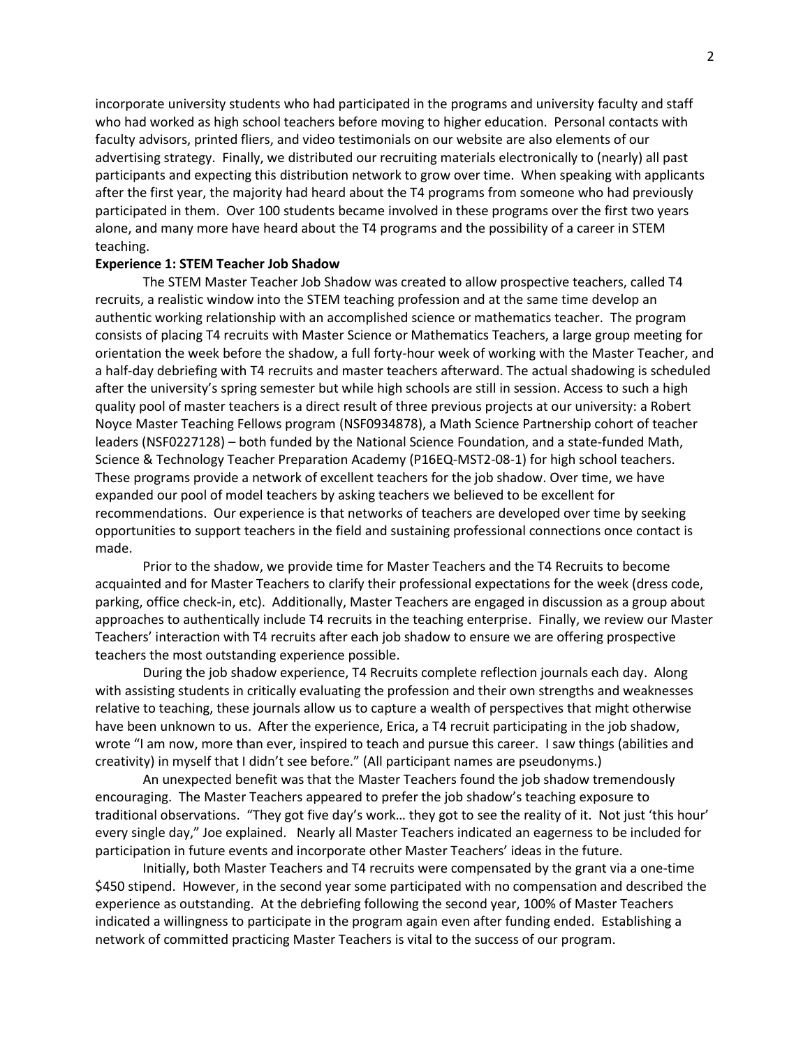incorporate university students who had participated in the programs and university faculty and staff who had worked as high school teachers before moving to higher education. Personal contacts with faculty advisors, printed fliers, and video testimonials on our website are also elements of our advertising strategy. Finally, we distributed our recruiting materials electronically to (nearly) all past participants and expecting this distribution network to grow over time. When speaking with applicants after the first year, the majority had heard about the T4 programs from someone who had previously participated in them. Over 100 students became involved in these programs over the first two years alone, and many more have heard about the T4 programs and the possibility of a career in STEM teaching.

**Experience 1: STEM Teacher Job Shadow**

The STEM Master Teacher Job Shadow was created to allow prospective teachers, called T4 recruits, a realistic window into the STEM teaching profession and at the same time develop an authentic working relationship with an accomplished science or mathematics teacher. The program consists of placing T4 recruits with Master Science or Mathematics Teachers, a large group meeting for orientation the week before the shadow, a full forty-hour week of working with the Master Teacher, and a half-day debriefing with T4 recruits and master teachers afterward. The actual shadowing is scheduled after the university's spring semester but while high schools are still in session. Access to such a high quality pool of master teachers is a direct result of three previous projects at our university: a Robert Noyce Master Teaching Fellows program (NSF0934878), a Math Science Partnership cohort of teacher leaders (NSF0227128) – both funded by the National Science Foundation, and a state-funded Math, Science & Technology Teacher Preparation Academy (P16EQ-MST2-08-1) for high school teachers. These programs provide a network of excellent teachers for the job shadow. Over time, we have expanded our pool of model teachers by asking teachers we believed to be excellent for recommendations. Our experience is that networks of teachers are developed over time by seeking opportunities to support teachers in the field and sustaining professional connections once contact is made.

Prior to the shadow, we provide time for Master Teachers and the T4 Recruits to become acquainted and for Master Teachers to clarify their professional expectations for the week (dress code, parking, office check-in, etc). Additionally, Master Teachers are engaged in discussion as a group about approaches to authentically include T4 recruits in the teaching enterprise. Finally, we review our Master Teachers' interaction with T4 recruits after each job shadow to ensure we are offering prospective teachers the most outstanding experience possible.

During the job shadow experience, T4 Recruits complete reflection journals each day. Along with assisting students in critically evaluating the profession and their own strengths and weaknesses relative to teaching, these journals allow us to capture a wealth of perspectives that might otherwise have been unknown to us. After the experience, Erica, a T4 recruit participating in the job shadow, wrote "I am now, more than ever, inspired to teach and pursue this career. I saw things (abilities and creativity) in myself that I didn't see before." (All participant names are pseudonyms.)

An unexpected benefit was that the Master Teachers found the job shadow tremendously encouraging. The Master Teachers appeared to prefer the job shadow's teaching exposure to traditional observations. "They got five day's work… they got to see the reality of it. Not just 'this hour' every single day," Joe explained. Nearly all Master Teachers indicated an eagerness to be included for participation in future events and incorporate other Master Teachers' ideas in the future.

Initially, both Master Teachers and T4 recruits were compensated by the grant via a one-time \$450 stipend. However, in the second year some participated with no compensation and described the experience as outstanding. At the debriefing following the second year, 100% of Master Teachers indicated a willingness to participate in the program again even after funding ended. Establishing a network of committed practicing Master Teachers is vital to the success of our program.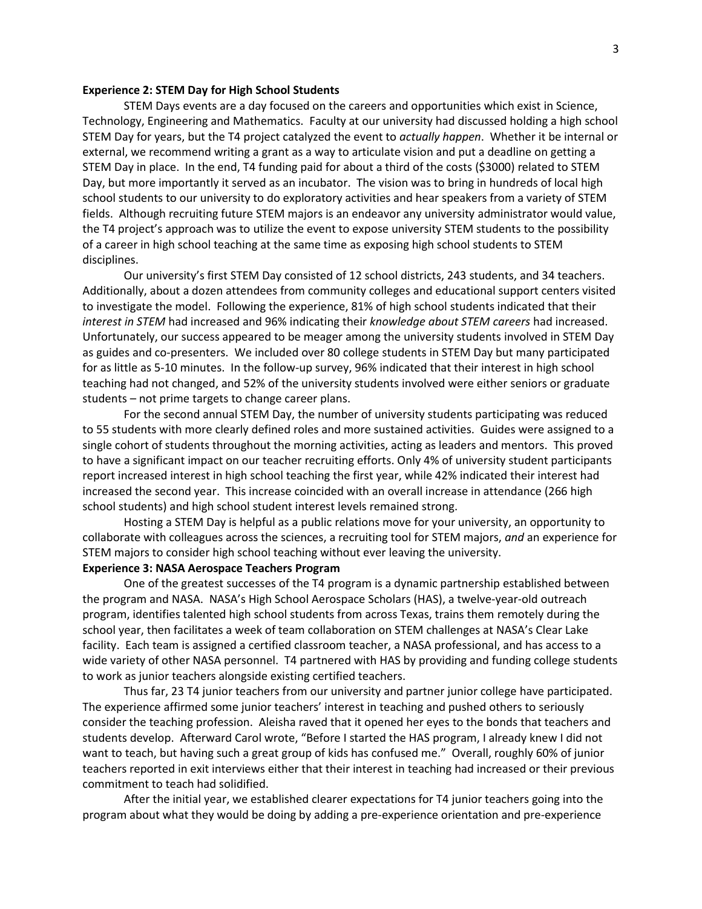**Experience 2: STEM Day for High School Students**

STEM Days events are a day focused on the careers and opportunities which exist in Science, Technology, Engineering and Mathematics. Faculty at our university had discussed holding a high school STEM Day for years, but the T4 project catalyzed the event to *actually happen*. Whether it be internal or external, we recommend writing a grant as a way to articulate vision and put a deadline on getting a STEM Day in place. In the end, T4 funding paid for about a third of the costs ($3000) related to STEM Day, but more importantly it served as an incubator. The vision was to bring in hundreds of local high school students to our university to do exploratory activities and hear speakers from a variety of STEM fields. Although recruiting future STEM majors is an endeavor any university administrator would value, the T4 project's approach was to utilize the event to expose university STEM students to the possibility of a career in high school teaching at the same time as exposing high school students to STEM disciplines.

Our university's first STEM Day consisted of 12 school districts, 243 students, and 34 teachers. Additionally, about a dozen attendees from community colleges and educational support centers visited to investigate the model. Following the experience, 81% of high school students indicated that their *interest in STEM* had increased and 96% indicating their *knowledge about STEM careers* had increased. Unfortunately, our success appeared to be meager among the university students involved in STEM Day as guides and co-presenters. We included over 80 college students in STEM Day but many participated for as little as 5-10 minutes. In the follow-up survey, 96% indicated that their interest in high school teaching had not changed, and 52% of the university students involved were either seniors or graduate students – not prime targets to change career plans.

For the second annual STEM Day, the number of university students participating was reduced to 55 students with more clearly defined roles and more sustained activities. Guides were assigned to a single cohort of students throughout the morning activities, acting as leaders and mentors. This proved to have a significant impact on our teacher recruiting efforts. Only 4% of university student participants report increased interest in high school teaching the first year, while 42% indicated their interest had increased the second year. This increase coincided with an overall increase in attendance (266 high school students) and high school student interest levels remained strong.

Hosting a STEM Day is helpful as a public relations move for your university, an opportunity to collaborate with colleagues across the sciences, a recruiting tool for STEM majors, *and* an experience for STEM majors to consider high school teaching without ever leaving the university.

**Experience 3: NASA Aerospace Teachers Program**

One of the greatest successes of the T4 program is a dynamic partnership established between the program and NASA. NASA's High School Aerospace Scholars (HAS), a twelve-year-old outreach program, identifies talented high school students from across Texas, trains them remotely during the school year, then facilitates a week of team collaboration on STEM challenges at NASA's Clear Lake facility. Each team is assigned a certified classroom teacher, a NASA professional, and has access to a wide variety of other NASA personnel. T4 partnered with HAS by providing and funding college students to work as junior teachers alongside existing certified teachers.

Thus far, 23 T4 junior teachers from our university and partner junior college have participated. The experience affirmed some junior teachers' interest in teaching and pushed others to seriously consider the teaching profession. Aleisha raved that it opened her eyes to the bonds that teachers and students develop. Afterward Carol wrote, "Before I started the HAS program, I already knew I did not want to teach, but having such a great group of kids has confused me." Overall, roughly 60% of junior teachers reported in exit interviews either that their interest in teaching had increased or their previous commitment to teach had solidified.

After the initial year, we established clearer expectations for T4 junior teachers going into the program about what they would be doing by adding a pre-experience orientation and pre-experience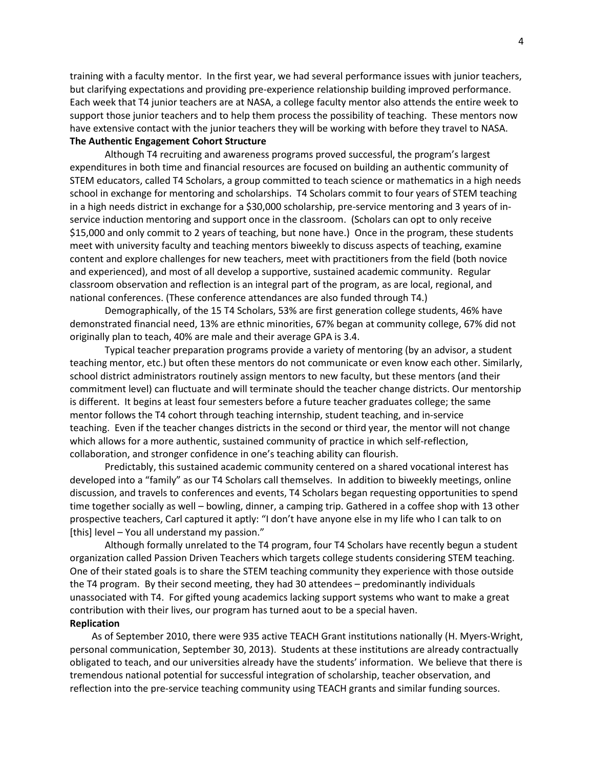training with a faculty mentor. In the first year, we had several performance issues with junior teachers, but clarifying expectations and providing pre-experience relationship building improved performance. Each week that T4 junior teachers are at NASA, a college faculty mentor also attends the entire week to support those junior teachers and to help them process the possibility of teaching. These mentors now have extensive contact with the junior teachers they will be working with before they travel to NASA.

**The Authentic Engagement Cohort Structure**

Although T4 recruiting and awareness programs proved successful, the program's largest expenditures in both time and financial resources are focused on building an authentic community of STEM educators, called T4 Scholars, a group committed to teach science or mathematics in a high needs school in exchange for mentoring and scholarships. T4 Scholars commit to four years of STEM teaching in a high needs district in exchange for a $30,000 scholarship, pre-service mentoring and 3 years of in-service induction mentoring and support once in the classroom. (Scholars can opt to only receive $15,000 and only commit to 2 years of teaching, but none have.) Once in the program, these students meet with university faculty and teaching mentors biweekly to discuss aspects of teaching, examine content and explore challenges for new teachers, meet with practitioners from the field (both novice and experienced), and most of all develop a supportive, sustained academic community. Regular classroom observation and reflection is an integral part of the program, as are local, regional, and national conferences. (These conference attendances are also funded through T4.)

Demographically, of the 15 T4 Scholars, 53% are first generation college students, 46% have demonstrated financial need, 13% are ethnic minorities, 67% began at community college, 67% did not originally plan to teach, 40% are male and their average GPA is 3.4.

Typical teacher preparation programs provide a variety of mentoring (by an advisor, a student teaching mentor, etc.) but often these mentors do not communicate or even know each other. Similarly, school district administrators routinely assign mentors to new faculty, but these mentors (and their commitment level) can fluctuate and will terminate should the teacher change districts. Our mentorship is different. It begins at least four semesters before a future teacher graduates college; the same mentor follows the T4 cohort through teaching internship, student teaching, and in-service teaching. Even if the teacher changes districts in the second or third year, the mentor will not change which allows for a more authentic, sustained community of practice in which self-reflection, collaboration, and stronger confidence in one's teaching ability can flourish.

Predictably, this sustained academic community centered on a shared vocational interest has developed into a "family" as our T4 Scholars call themselves. In addition to biweekly meetings, online discussion, and travels to conferences and events, T4 Scholars began requesting opportunities to spend time together socially as well – bowling, dinner, a camping trip. Gathered in a coffee shop with 13 other prospective teachers, Carl captured it aptly: "I don't have anyone else in my life who I can talk to on [this] level – You all understand my passion."

Although formally unrelated to the T4 program, four T4 Scholars have recently begun a student organization called Passion Driven Teachers which targets college students considering STEM teaching. One of their stated goals is to share the STEM teaching community they experience with those outside the T4 program. By their second meeting, they had 30 attendees – predominantly individuals unassociated with T4. For gifted young academics lacking support systems who want to make a great contribution with their lives, our program has turned aout to be a special haven.

**Replication**

As of September 2010, there were 935 active TEACH Grant institutions nationally (H. Myers-Wright, personal communication, September 30, 2013). Students at these institutions are already contractually obligated to teach, and our universities already have the students' information. We believe that there is tremendous national potential for successful integration of scholarship, teacher observation, and reflection into the pre-service teaching community using TEACH grants and similar funding sources.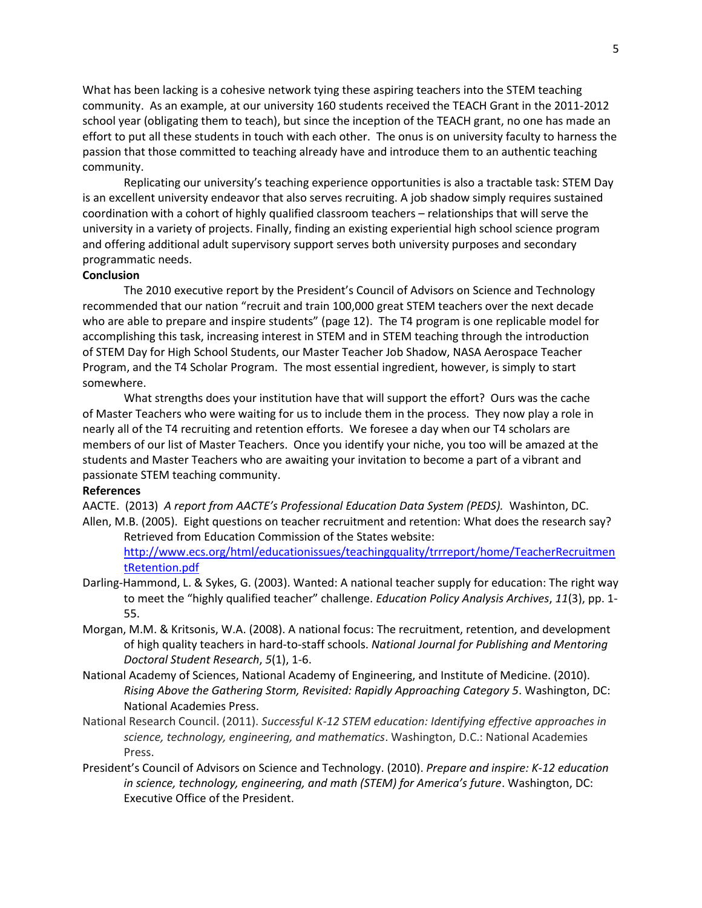What has been lacking is a cohesive network tying these aspiring teachers into the STEM teaching community. As an example, at our university 160 students received the TEACH Grant in the 2011-2012 school year (obligating them to teach), but since the inception of the TEACH grant, no one has made an effort to put all these students in touch with each other. The onus is on university faculty to harness the passion that those committed to teaching already have and introduce them to an authentic teaching community.

Replicating our university's teaching experience opportunities is also a tractable task: STEM Day is an excellent university endeavor that also serves recruiting. A job shadow simply requires sustained coordination with a cohort of highly qualified classroom teachers – relationships that will serve the university in a variety of projects. Finally, finding an existing experiential high school science program and offering additional adult supervisory support serves both university purposes and secondary programmatic needs.

**Conclusion**

The 2010 executive report by the President's Council of Advisors on Science and Technology recommended that our nation "recruit and train 100,000 great STEM teachers over the next decade who are able to prepare and inspire students" (page 12). The T4 program is one replicable model for accomplishing this task, increasing interest in STEM and in STEM teaching through the introduction of STEM Day for High School Students, our Master Teacher Job Shadow, NASA Aerospace Teacher Program, and the T4 Scholar Program. The most essential ingredient, however, is simply to start somewhere.

What strengths does your institution have that will support the effort? Ours was the cache of Master Teachers who were waiting for us to include them in the process. They now play a role in nearly all of the T4 recruiting and retention efforts. We foresee a day when our T4 scholars are members of our list of Master Teachers. Once you identify your niche, you too will be amazed at the students and Master Teachers who are awaiting your invitation to become a part of a vibrant and passionate STEM teaching community.

**References**

AACTE. (2013) *A report from AACTE's Professional Education Data System (PEDS).* Washinton, DC.

Allen, M.B. (2005). Eight questions on teacher recruitment and retention: What does the research say? Retrieved from Education Commission of the States website: http://www.ecs.org/html/educationissues/teachingquality/trrreport/home/TeacherRecruitmentRetention.pdf

Darling-Hammond, L. & Sykes, G. (2003). Wanted: A national teacher supply for education: The right way to meet the "highly qualified teacher" challenge. *Education Policy Analysis Archives*, *11*(3), pp. 1-55.

Morgan, M.M. & Kritsonis, W.A. (2008). A national focus: The recruitment, retention, and development of high quality teachers in hard-to-staff schools. *National Journal for Publishing and Mentoring Doctoral Student Research*, *5*(1), 1-6.

National Academy of Sciences, National Academy of Engineering, and Institute of Medicine. (2010). *Rising Above the Gathering Storm, Revisited: Rapidly Approaching Category 5*. Washington, DC: National Academies Press.

National Research Council. (2011). *Successful K-12 STEM education: Identifying effective approaches in science, technology, engineering, and mathematics*. Washington, D.C.: National Academies Press.

President's Council of Advisors on Science and Technology. (2010). *Prepare and inspire: K-12 education in science, technology, engineering, and math (STEM) for America's future*. Washington, DC: Executive Office of the President.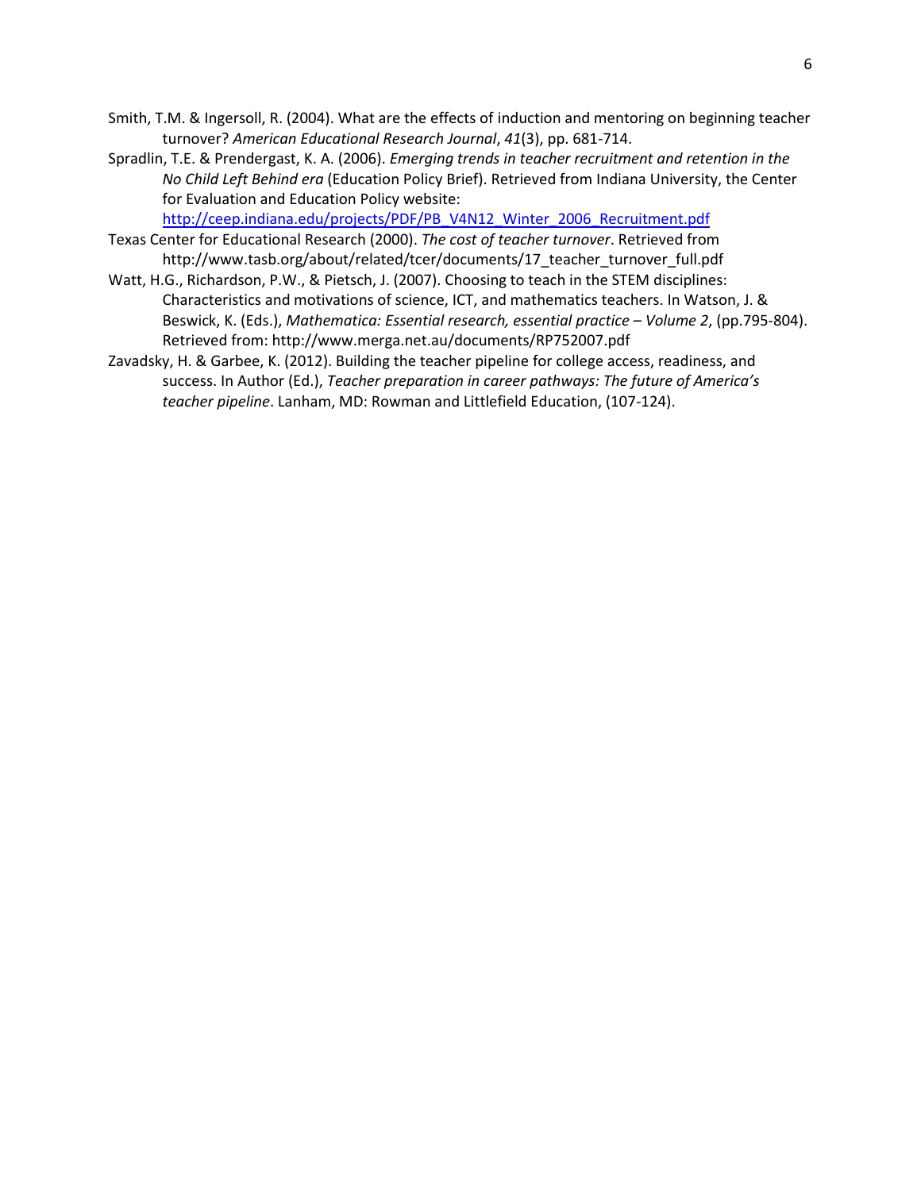Smith, T.M. & Ingersoll, R. (2004). What are the effects of induction and mentoring on beginning teacher turnover? *American Educational Research Journal*, *41*(3), pp. 681-714.

Spradlin, T.E. & Prendergast, K. A. (2006). *Emerging trends in teacher recruitment and retention in the No Child Left Behind era* (Education Policy Brief). Retrieved from Indiana University, the Center for Evaluation and Education Policy website: http://ceep.indiana.edu/projects/PDF/PB_V4N12_Winter_2006_Recruitment.pdf

Texas Center for Educational Research (2000). *The cost of teacher turnover*. Retrieved from http://www.tasb.org/about/related/tcer/documents/17_teacher_turnover_full.pdf

Watt, H.G., Richardson, P.W., & Pietsch, J. (2007). Choosing to teach in the STEM disciplines: Characteristics and motivations of science, ICT, and mathematics teachers. In Watson, J. & Beswick, K. (Eds.), *Mathematica: Essential research, essential practice – Volume 2*, (pp.795-804). Retrieved from: http://www.merga.net.au/documents/RP752007.pdf

Zavadsky, H. & Garbee, K. (2012). Building the teacher pipeline for college access, readiness, and success. In Author (Ed.), *Teacher preparation in career pathways: The future of America's teacher pipeline*. Lanham, MD: Rowman and Littlefield Education, (107-124).